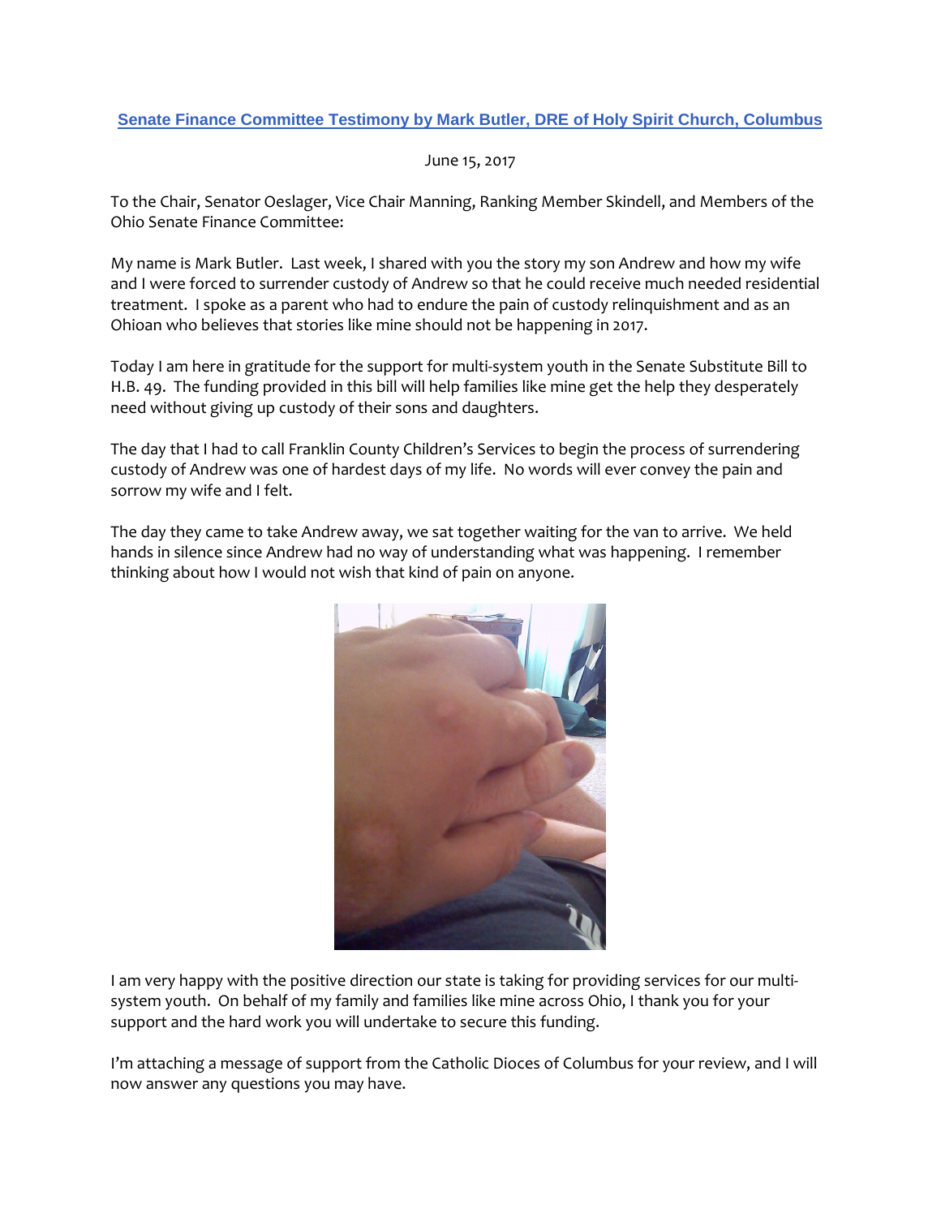**Senate Finance Committee Testimony by Mark Butler, DRE of Holy Spirit Church, Columbus**

June 15, 2017

To the Chair, Senator Oeslager, Vice Chair Manning, Ranking Member Skindell, and Members of the Ohio Senate Finance Committee:

My name is Mark Butler. Last week, I shared with you the story my son Andrew and how my wife and I were forced to surrender custody of Andrew so that he could receive much needed residential treatment. I spoke as a parent who had to endure the pain of custody relinquishment and as an Ohioan who believes that stories like mine should not be happening in 2017.

Today I am here in gratitude for the support for multi-system youth in the Senate Substitute Bill to H.B. 49. The funding provided in this bill will help families like mine get the help they desperately need without giving up custody of their sons and daughters.

The day that I had to call Franklin County Children's Services to begin the process of surrendering custody of Andrew was one of hardest days of my life. No words will ever convey the pain and sorrow my wife and I felt.

The day they came to take Andrew away, we sat together waiting for the van to arrive. We held hands in silence since Andrew had no way of understanding what was happening. I remember thinking about how I would not wish that kind of pain on anyone.

I am very happy with the positive direction our state is taking for providing services for our multi-system youth. On behalf of my family and families like mine across Ohio, I thank you for your support and the hard work you will undertake to secure this funding.

I'm attaching a message of support from the Catholic Dioces of Columbus for your review, and I will now answer any questions you may have.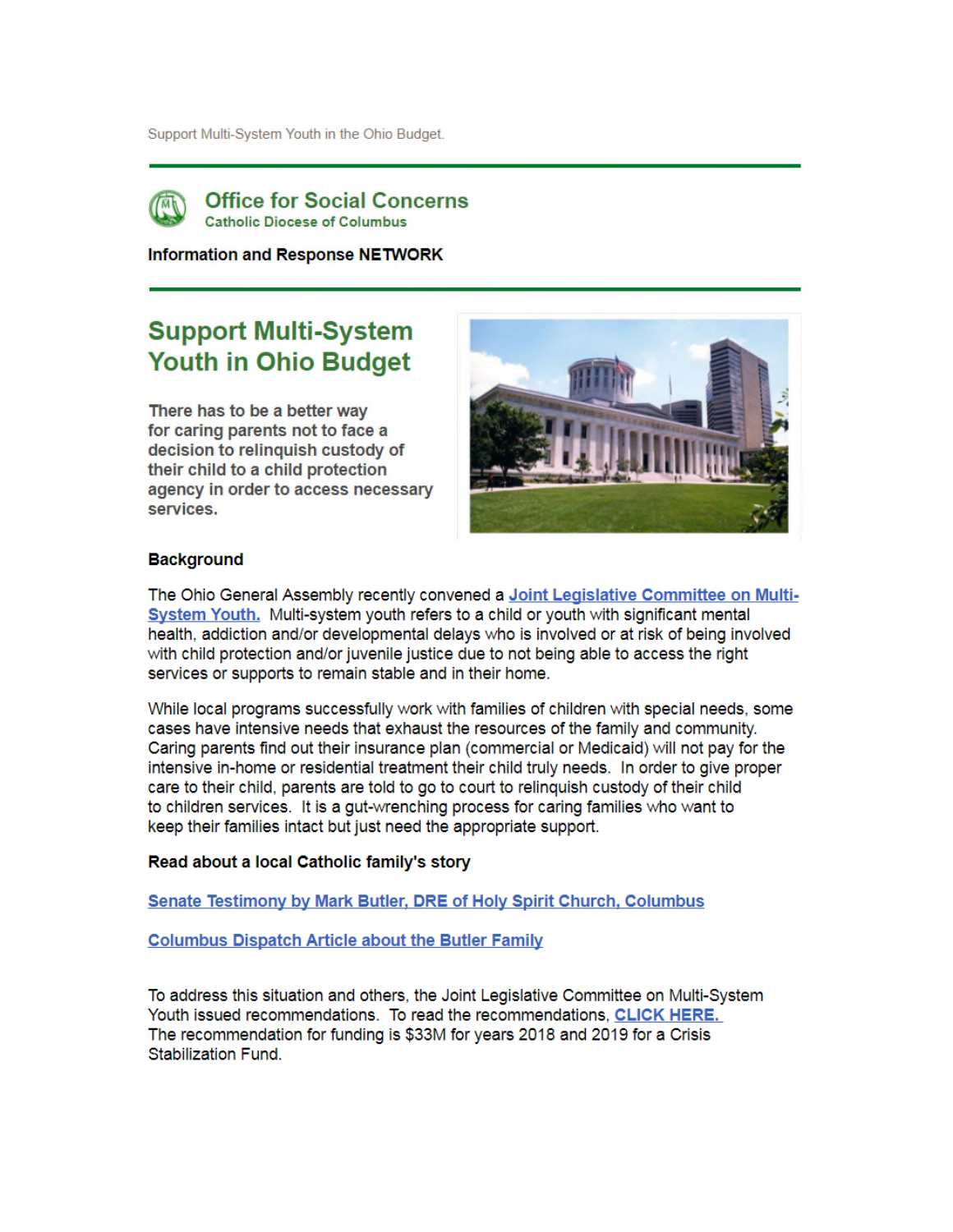Support Multi-System Youth in the Ohio Budget.

## Office for Social Concerns

Catholic Diocese of Columbus

**Information and Response NETWORK**

# Support Multi-System Youth in Ohio Budget

**There has to be a better way for caring parents not to face a decision to relinquish custody of their child to a child protection agency in order to access necessary services.**

**Background**

The Ohio General Assembly recently convened a [Joint Legislative Committee on Multi-System Youth.]() Multi-system youth refers to a child or youth with significant mental health, addiction and/or developmental delays who is involved or at risk of being involved with child protection and/or juvenile justice due to not being able to access the right services or supports to remain stable and in their home.

While local programs successfully work with families of children with special needs, some cases have intensive needs that exhaust the resources of the family and community. Caring parents find out their insurance plan (commercial or Medicaid) will not pay for the intensive in-home or residential treatment their child truly needs. In order to give proper care to their child, parents are told to go to court to relinquish custody of their child to children services. It is a gut-wrenching process for caring families who want to keep their families intact but just need the appropriate support.

**Read about a local Catholic family's story**

[Senate Testimony by Mark Butler, DRE of Holy Spirit Church, Columbus]()

[Columbus Dispatch Article about the Butler Family]()

To address this situation and others, the Joint Legislative Committee on Multi-System Youth issued recommendations. To read the recommendations, [CLICK HERE.]() The recommendation for funding is $33M for years 2018 and 2019 for a Crisis Stabilization Fund.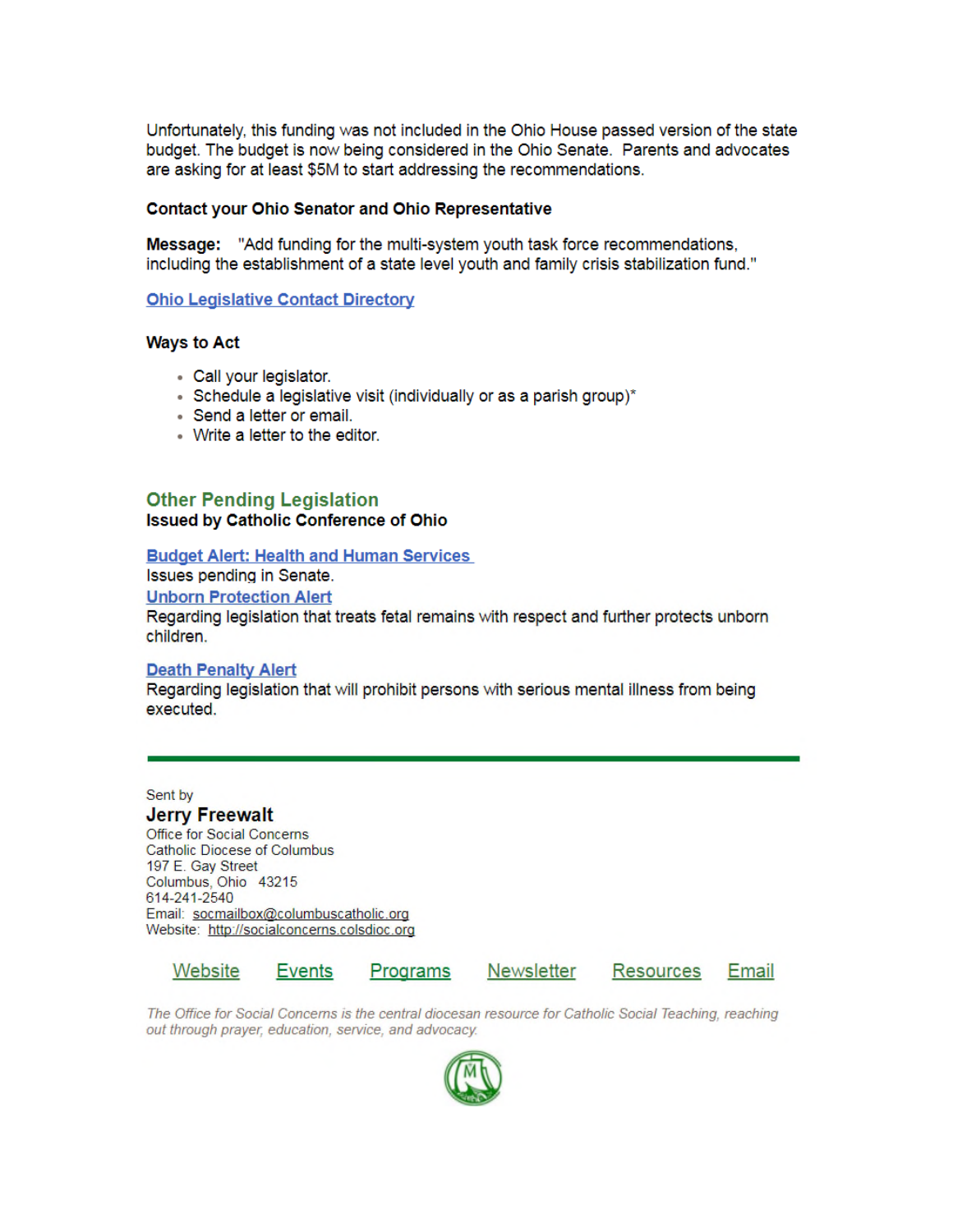Unfortunately, this funding was not included in the Ohio House passed version of the state budget. The budget is now being considered in the Ohio Senate. Parents and advocates are asking for at least $5M to start addressing the recommendations.

**Contact your Ohio Senator and Ohio Representative**

**Message:** "Add funding for the multi-system youth task force recommendations, including the establishment of a state level youth and family crisis stabilization fund."

[Ohio Legislative Contact Directory]

**Ways to Act**

- Call your legislator.
- Schedule a legislative visit (individually or as a parish group)*
- Send a letter or email.
- Write a letter to the editor.

## Other Pending Legislation

**Issued by Catholic Conference of Ohio**

[Budget Alert: Health and Human Services]
Issues pending in Senate.

[Unborn Protection Alert]
Regarding legislation that treats fetal remains with respect and further protects unborn children.

[Death Penalty Alert]
Regarding legislation that will prohibit persons with serious mental illness from being executed.

---

Sent by
**Jerry Freewalt**
Office for Social Concerns
Catholic Diocese of Columbus
197 E. Gay Street
Columbus, Ohio 43215
614-241-2540
Email: socmailbox@columbuscatholic.org
Website: http://socialconcerns.colsdioc.org

Website Events Programs Newsletter Resources Email

*The Office for Social Concerns is the central diocesan resource for Catholic Social Teaching, reaching out through prayer, education, service, and advocacy.*